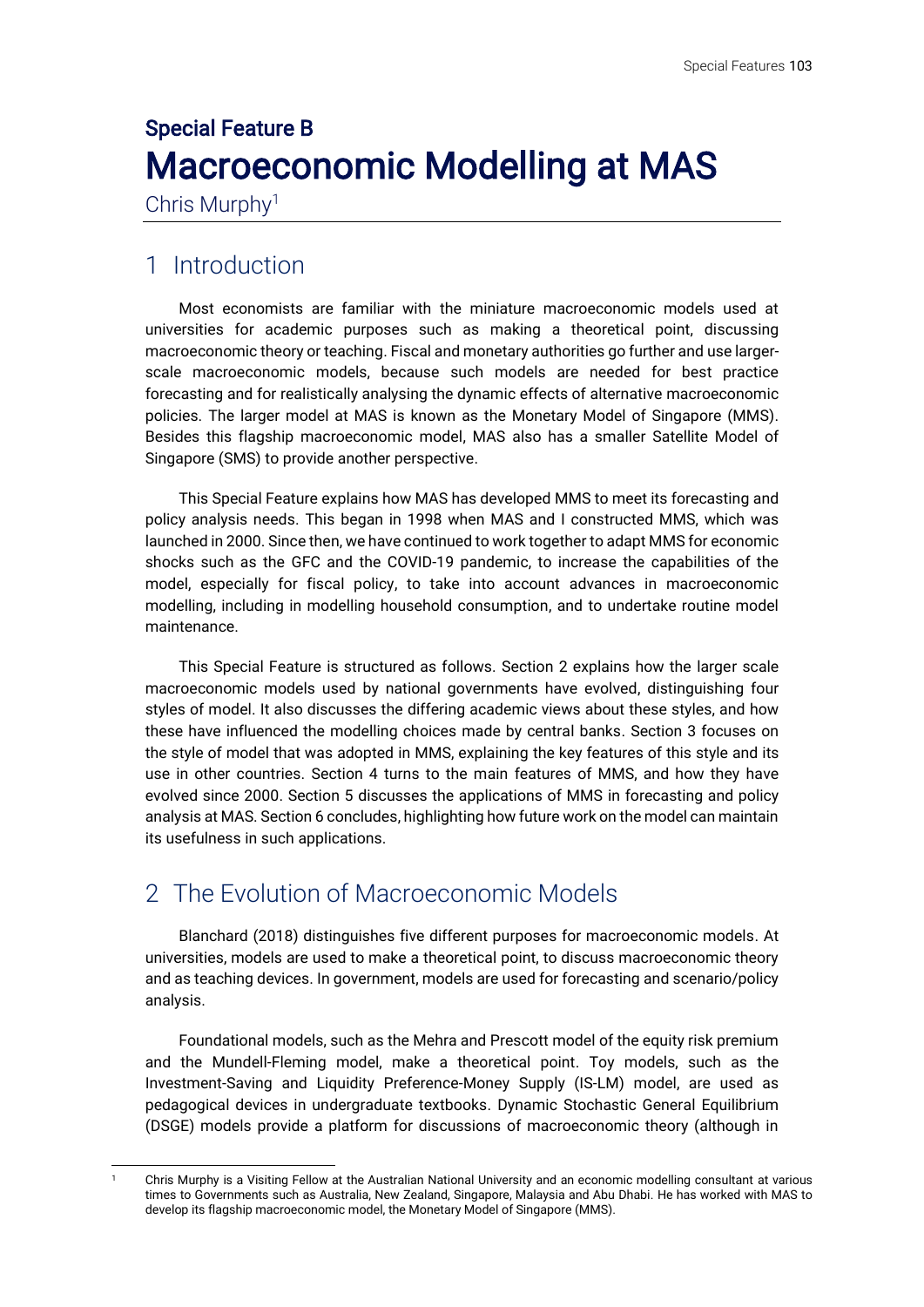## Special Feature B

# Macroeconomic Modelling at MAS

Chris Murphy[1]

## 1 Introduction

Most economists are familiar with the miniature macroeconomic models used at universities for academic purposes such as making a theoretical point, discussing macroeconomic theory or teaching. Fiscal and monetary authorities go further and use larger-scale macroeconomic models, because such models are needed for best practice forecasting and for realistically analysing the dynamic effects of alternative macroeconomic policies. The larger model at MAS is known as the Monetary Model of Singapore (MMS). Besides this flagship macroeconomic model, MAS also has a smaller Satellite Model of Singapore (SMS) to provide another perspective.

This Special Feature explains how MAS has developed MMS to meet its forecasting and policy analysis needs. This began in 1998 when MAS and I constructed MMS, which was launched in 2000. Since then, we have continued to work together to adapt MMS for economic shocks such as the GFC and the COVID-19 pandemic, to increase the capabilities of the model, especially for fiscal policy, to take into account advances in macroeconomic modelling, including in modelling household consumption, and to undertake routine model maintenance.

This Special Feature is structured as follows. Section 2 explains how the larger scale macroeconomic models used by national governments have evolved, distinguishing four styles of model. It also discusses the differing academic views about these styles, and how these have influenced the modelling choices made by central banks. Section 3 focuses on the style of model that was adopted in MMS, explaining the key features of this style and its use in other countries. Section 4 turns to the main features of MMS, and how they have evolved since 2000. Section 5 discusses the applications of MMS in forecasting and policy analysis at MAS. Section 6 concludes, highlighting how future work on the model can maintain its usefulness in such applications.

## 2 The Evolution of Macroeconomic Models

Blanchard (2018) distinguishes five different purposes for macroeconomic models. At universities, models are used to make a theoretical point, to discuss macroeconomic theory and as teaching devices. In government, models are used for forecasting and scenario/policy analysis.

Foundational models, such as the Mehra and Prescott model of the equity risk premium and the Mundell-Fleming model, make a theoretical point. Toy models, such as the Investment-Saving and Liquidity Preference-Money Supply (IS-LM) model, are used as pedagogical devices in undergraduate textbooks. Dynamic Stochastic General Equilibrium (DSGE) models provide a platform for discussions of macroeconomic theory (although in

---

[1] Chris Murphy is a Visiting Fellow at the Australian National University and an economic modelling consultant at various times to Governments such as Australia, New Zealand, Singapore, Malaysia and Abu Dhabi. He has worked with MAS to develop its flagship macroeconomic model, the Monetary Model of Singapore (MMS).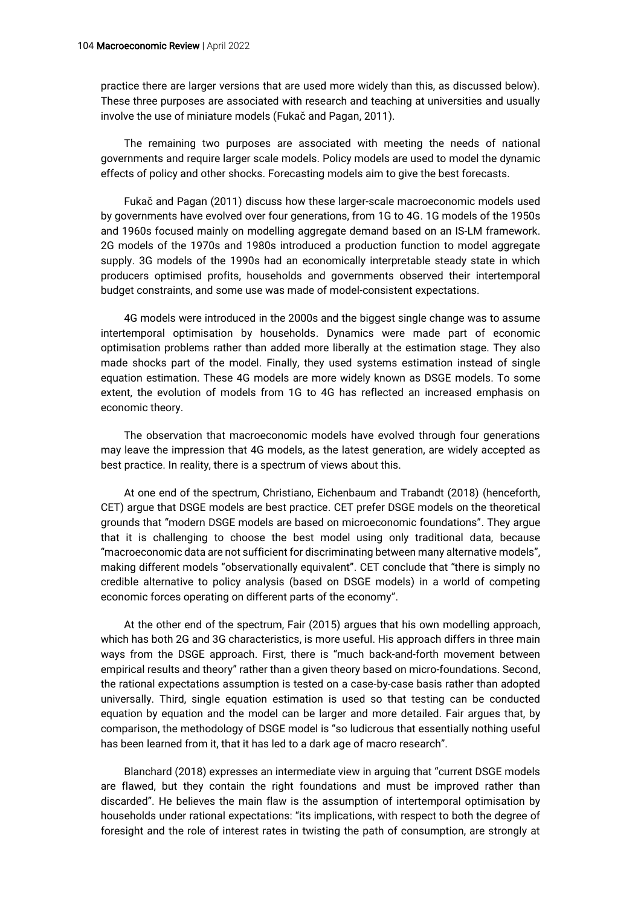practice there are larger versions that are used more widely than this, as discussed below). These three purposes are associated with research and teaching at universities and usually involve the use of miniature models (Fukač and Pagan, 2011).

The remaining two purposes are associated with meeting the needs of national governments and require larger scale models. Policy models are used to model the dynamic effects of policy and other shocks. Forecasting models aim to give the best forecasts.

Fukač and Pagan (2011) discuss how these larger-scale macroeconomic models used by governments have evolved over four generations, from 1G to 4G. 1G models of the 1950s and 1960s focused mainly on modelling aggregate demand based on an IS-LM framework. 2G models of the 1970s and 1980s introduced a production function to model aggregate supply. 3G models of the 1990s had an economically interpretable steady state in which producers optimised profits, households and governments observed their intertemporal budget constraints, and some use was made of model-consistent expectations.

4G models were introduced in the 2000s and the biggest single change was to assume intertemporal optimisation by households. Dynamics were made part of economic optimisation problems rather than added more liberally at the estimation stage. They also made shocks part of the model. Finally, they used systems estimation instead of single equation estimation. These 4G models are more widely known as DSGE models. To some extent, the evolution of models from 1G to 4G has reflected an increased emphasis on economic theory.

The observation that macroeconomic models have evolved through four generations may leave the impression that 4G models, as the latest generation, are widely accepted as best practice. In reality, there is a spectrum of views about this.

At one end of the spectrum, Christiano, Eichenbaum and Trabandt (2018) (henceforth, CET) argue that DSGE models are best practice. CET prefer DSGE models on the theoretical grounds that "modern DSGE models are based on microeconomic foundations". They argue that it is challenging to choose the best model using only traditional data, because "macroeconomic data are not sufficient for discriminating between many alternative models", making different models "observationally equivalent". CET conclude that "there is simply no credible alternative to policy analysis (based on DSGE models) in a world of competing economic forces operating on different parts of the economy".

At the other end of the spectrum, Fair (2015) argues that his own modelling approach, which has both 2G and 3G characteristics, is more useful. His approach differs in three main ways from the DSGE approach. First, there is "much back-and-forth movement between empirical results and theory" rather than a given theory based on micro-foundations. Second, the rational expectations assumption is tested on a case-by-case basis rather than adopted universally. Third, single equation estimation is used so that testing can be conducted equation by equation and the model can be larger and more detailed. Fair argues that, by comparison, the methodology of DSGE model is "so ludicrous that essentially nothing useful has been learned from it, that it has led to a dark age of macro research".

Blanchard (2018) expresses an intermediate view in arguing that "current DSGE models are flawed, but they contain the right foundations and must be improved rather than discarded". He believes the main flaw is the assumption of intertemporal optimisation by households under rational expectations: "its implications, with respect to both the degree of foresight and the role of interest rates in twisting the path of consumption, are strongly at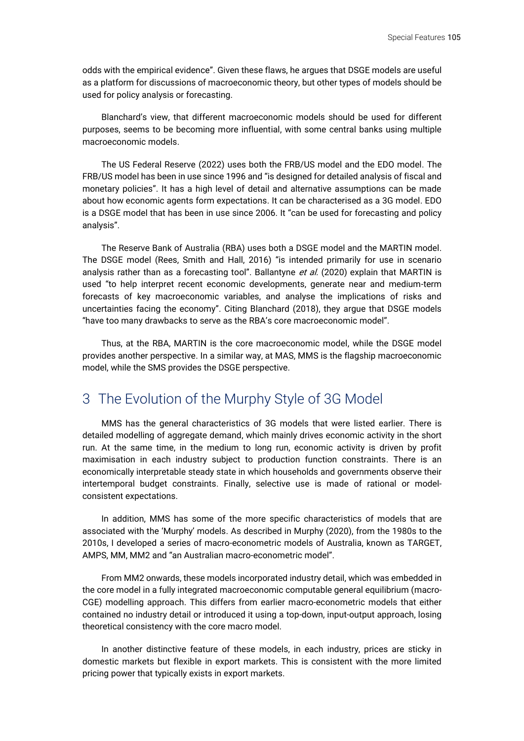odds with the empirical evidence". Given these flaws, he argues that DSGE models are useful as a platform for discussions of macroeconomic theory, but other types of models should be used for policy analysis or forecasting.

Blanchard's view, that different macroeconomic models should be used for different purposes, seems to be becoming more influential, with some central banks using multiple macroeconomic models.

The US Federal Reserve (2022) uses both the FRB/US model and the EDO model. The FRB/US model has been in use since 1996 and "is designed for detailed analysis of fiscal and monetary policies". It has a high level of detail and alternative assumptions can be made about how economic agents form expectations. It can be characterised as a 3G model. EDO is a DSGE model that has been in use since 2006. It "can be used for forecasting and policy analysis".

The Reserve Bank of Australia (RBA) uses both a DSGE model and the MARTIN model. The DSGE model (Rees, Smith and Hall, 2016) "is intended primarily for use in scenario analysis rather than as a forecasting tool". Ballantyne *et al.* (2020) explain that MARTIN is used "to help interpret recent economic developments, generate near and medium-term forecasts of key macroeconomic variables, and analyse the implications of risks and uncertainties facing the economy". Citing Blanchard (2018), they argue that DSGE models "have too many drawbacks to serve as the RBA's core macroeconomic model".

Thus, at the RBA, MARTIN is the core macroeconomic model, while the DSGE model provides another perspective. In a similar way, at MAS, MMS is the flagship macroeconomic model, while the SMS provides the DSGE perspective.

## 3 The Evolution of the Murphy Style of 3G Model

MMS has the general characteristics of 3G models that were listed earlier. There is detailed modelling of aggregate demand, which mainly drives economic activity in the short run. At the same time, in the medium to long run, economic activity is driven by profit maximisation in each industry subject to production function constraints. There is an economically interpretable steady state in which households and governments observe their intertemporal budget constraints. Finally, selective use is made of rational or model-consistent expectations.

In addition, MMS has some of the more specific characteristics of models that are associated with the 'Murphy' models. As described in Murphy (2020), from the 1980s to the 2010s, I developed a series of macro-econometric models of Australia, known as TARGET, AMPS, MM, MM2 and "an Australian macro-econometric model".

From MM2 onwards, these models incorporated industry detail, which was embedded in the core model in a fully integrated macroeconomic computable general equilibrium (macro-CGE) modelling approach. This differs from earlier macro-econometric models that either contained no industry detail or introduced it using a top-down, input-output approach, losing theoretical consistency with the core macro model.

In another distinctive feature of these models, in each industry, prices are sticky in domestic markets but flexible in export markets. This is consistent with the more limited pricing power that typically exists in export markets.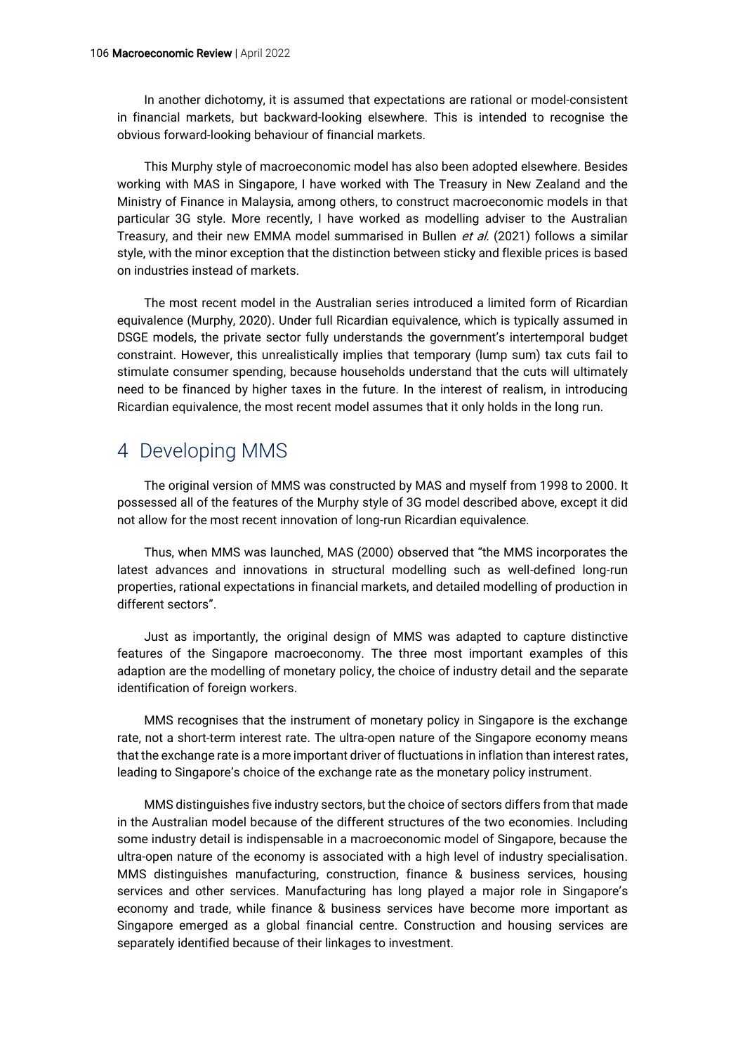In another dichotomy, it is assumed that expectations are rational or model-consistent in financial markets, but backward-looking elsewhere. This is intended to recognise the obvious forward-looking behaviour of financial markets.

This Murphy style of macroeconomic model has also been adopted elsewhere. Besides working with MAS in Singapore, I have worked with The Treasury in New Zealand and the Ministry of Finance in Malaysia, among others, to construct macroeconomic models in that particular 3G style. More recently, I have worked as modelling adviser to the Australian Treasury, and their new EMMA model summarised in Bullen *et al.* (2021) follows a similar style, with the minor exception that the distinction between sticky and flexible prices is based on industries instead of markets.

The most recent model in the Australian series introduced a limited form of Ricardian equivalence (Murphy, 2020). Under full Ricardian equivalence, which is typically assumed in DSGE models, the private sector fully understands the government's intertemporal budget constraint. However, this unrealistically implies that temporary (lump sum) tax cuts fail to stimulate consumer spending, because households understand that the cuts will ultimately need to be financed by higher taxes in the future. In the interest of realism, in introducing Ricardian equivalence, the most recent model assumes that it only holds in the long run.

## 4 Developing MMS

The original version of MMS was constructed by MAS and myself from 1998 to 2000. It possessed all of the features of the Murphy style of 3G model described above, except it did not allow for the most recent innovation of long-run Ricardian equivalence.

Thus, when MMS was launched, MAS (2000) observed that "the MMS incorporates the latest advances and innovations in structural modelling such as well-defined long-run properties, rational expectations in financial markets, and detailed modelling of production in different sectors".

Just as importantly, the original design of MMS was adapted to capture distinctive features of the Singapore macroeconomy. The three most important examples of this adaption are the modelling of monetary policy, the choice of industry detail and the separate identification of foreign workers.

MMS recognises that the instrument of monetary policy in Singapore is the exchange rate, not a short-term interest rate. The ultra-open nature of the Singapore economy means that the exchange rate is a more important driver of fluctuations in inflation than interest rates, leading to Singapore's choice of the exchange rate as the monetary policy instrument.

MMS distinguishes five industry sectors, but the choice of sectors differs from that made in the Australian model because of the different structures of the two economies. Including some industry detail is indispensable in a macroeconomic model of Singapore, because the ultra-open nature of the economy is associated with a high level of industry specialisation. MMS distinguishes manufacturing, construction, finance & business services, housing services and other services. Manufacturing has long played a major role in Singapore's economy and trade, while finance & business services have become more important as Singapore emerged as a global financial centre. Construction and housing services are separately identified because of their linkages to investment.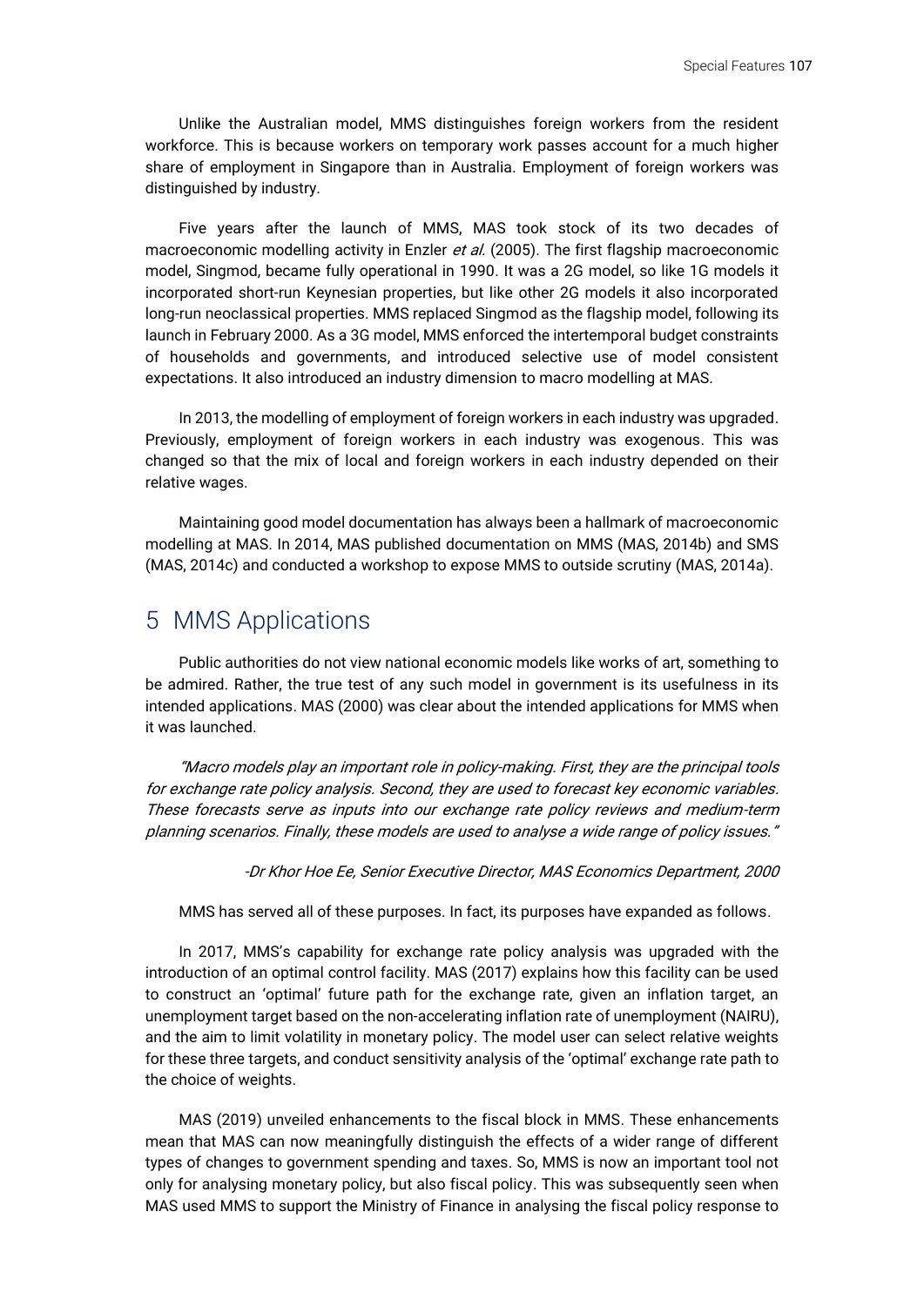Unlike the Australian model, MMS distinguishes foreign workers from the resident workforce. This is because workers on temporary work passes account for a much higher share of employment in Singapore than in Australia. Employment of foreign workers was distinguished by industry.

Five years after the launch of MMS, MAS took stock of its two decades of macroeconomic modelling activity in Enzler *et al.* (2005). The first flagship macroeconomic model, Singmod, became fully operational in 1990. It was a 2G model, so like 1G models it incorporated short-run Keynesian properties, but like other 2G models it also incorporated long-run neoclassical properties. MMS replaced Singmod as the flagship model, following its launch in February 2000. As a 3G model, MMS enforced the intertemporal budget constraints of households and governments, and introduced selective use of model consistent expectations. It also introduced an industry dimension to macro modelling at MAS.

In 2013, the modelling of employment of foreign workers in each industry was upgraded. Previously, employment of foreign workers in each industry was exogenous. This was changed so that the mix of local and foreign workers in each industry depended on their relative wages.

Maintaining good model documentation has always been a hallmark of macroeconomic modelling at MAS. In 2014, MAS published documentation on MMS (MAS, 2014b) and SMS (MAS, 2014c) and conducted a workshop to expose MMS to outside scrutiny (MAS, 2014a).

## 5 MMS Applications

Public authorities do not view national economic models like works of art, something to be admired. Rather, the true test of any such model in government is its usefulness in its intended applications. MAS (2000) was clear about the intended applications for MMS when it was launched.

*"Macro models play an important role in policy-making. First, they are the principal tools for exchange rate policy analysis. Second, they are used to forecast key economic variables. These forecasts serve as inputs into our exchange rate policy reviews and medium-term planning scenarios. Finally, these models are used to analyse a wide range of policy issues."*

*-Dr Khor Hoe Ee, Senior Executive Director, MAS Economics Department, 2000*

MMS has served all of these purposes. In fact, its purposes have expanded as follows.

In 2017, MMS's capability for exchange rate policy analysis was upgraded with the introduction of an optimal control facility. MAS (2017) explains how this facility can be used to construct an 'optimal' future path for the exchange rate, given an inflation target, an unemployment target based on the non-accelerating inflation rate of unemployment (NAIRU), and the aim to limit volatility in monetary policy. The model user can select relative weights for these three targets, and conduct sensitivity analysis of the 'optimal' exchange rate path to the choice of weights.

MAS (2019) unveiled enhancements to the fiscal block in MMS. These enhancements mean that MAS can now meaningfully distinguish the effects of a wider range of different types of changes to government spending and taxes. So, MMS is now an important tool not only for analysing monetary policy, but also fiscal policy. This was subsequently seen when MAS used MMS to support the Ministry of Finance in analysing the fiscal policy response to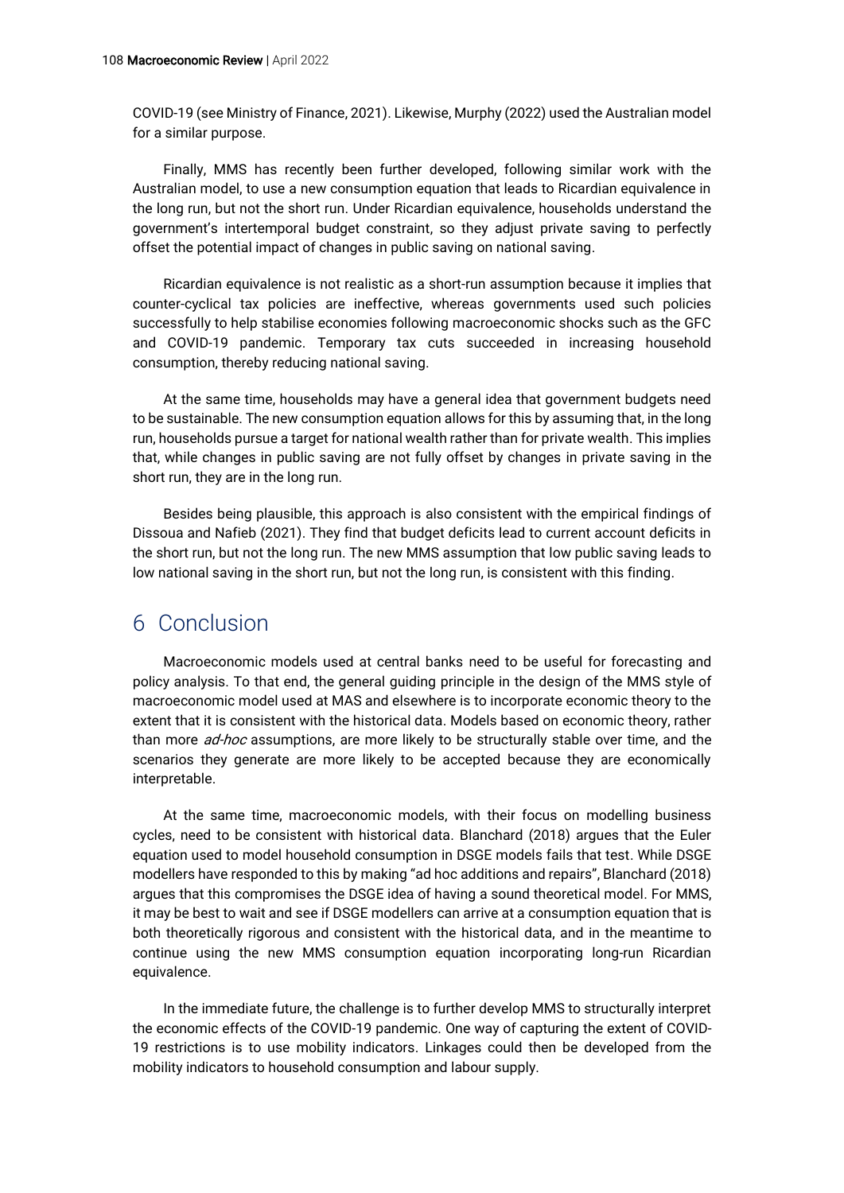COVID-19 (see Ministry of Finance, 2021). Likewise, Murphy (2022) used the Australian model for a similar purpose.

Finally, MMS has recently been further developed, following similar work with the Australian model, to use a new consumption equation that leads to Ricardian equivalence in the long run, but not the short run. Under Ricardian equivalence, households understand the government's intertemporal budget constraint, so they adjust private saving to perfectly offset the potential impact of changes in public saving on national saving.

Ricardian equivalence is not realistic as a short-run assumption because it implies that counter-cyclical tax policies are ineffective, whereas governments used such policies successfully to help stabilise economies following macroeconomic shocks such as the GFC and COVID-19 pandemic. Temporary tax cuts succeeded in increasing household consumption, thereby reducing national saving.

At the same time, households may have a general idea that government budgets need to be sustainable. The new consumption equation allows for this by assuming that, in the long run, households pursue a target for national wealth rather than for private wealth. This implies that, while changes in public saving are not fully offset by changes in private saving in the short run, they are in the long run.

Besides being plausible, this approach is also consistent with the empirical findings of Dissoua and Nafieb (2021). They find that budget deficits lead to current account deficits in the short run, but not the long run. The new MMS assumption that low public saving leads to low national saving in the short run, but not the long run, is consistent with this finding.

## 6 Conclusion

Macroeconomic models used at central banks need to be useful for forecasting and policy analysis. To that end, the general guiding principle in the design of the MMS style of macroeconomic model used at MAS and elsewhere is to incorporate economic theory to the extent that it is consistent with the historical data. Models based on economic theory, rather than more *ad-hoc* assumptions, are more likely to be structurally stable over time, and the scenarios they generate are more likely to be accepted because they are economically interpretable.

At the same time, macroeconomic models, with their focus on modelling business cycles, need to be consistent with historical data. Blanchard (2018) argues that the Euler equation used to model household consumption in DSGE models fails that test. While DSGE modellers have responded to this by making "ad hoc additions and repairs", Blanchard (2018) argues that this compromises the DSGE idea of having a sound theoretical model. For MMS, it may be best to wait and see if DSGE modellers can arrive at a consumption equation that is both theoretically rigorous and consistent with the historical data, and in the meantime to continue using the new MMS consumption equation incorporating long-run Ricardian equivalence.

In the immediate future, the challenge is to further develop MMS to structurally interpret the economic effects of the COVID-19 pandemic. One way of capturing the extent of COVID-19 restrictions is to use mobility indicators. Linkages could then be developed from the mobility indicators to household consumption and labour supply.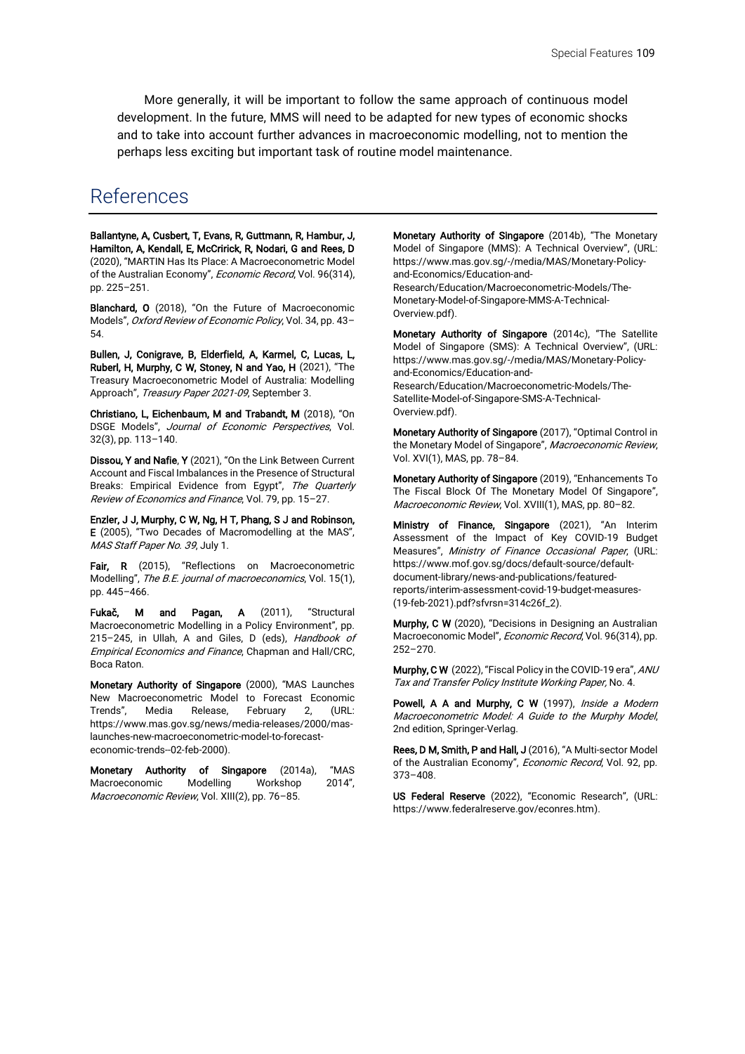More generally, it will be important to follow the same approach of continuous model development. In the future, MMS will need to be adapted for new types of economic shocks and to take into account further advances in macroeconomic modelling, not to mention the perhaps less exciting but important task of routine model maintenance.

## References

**Ballantyne, A, Cusbert, T, Evans, R, Guttmann, R, Hambur, J, Hamilton, A, Kendall, E, McCririck, R, Nodari, G and Rees, D** (2020), "MARTIN Has Its Place: A Macroeconometric Model of the Australian Economy", *Economic Record*, Vol. 96(314), pp. 225–251.

**Blanchard, O** (2018), "On the Future of Macroeconomic Models", *Oxford Review of Economic Policy*, Vol. 34, pp. 43–54.

**Bullen, J, Conigrave, B, Elderfield, A, Karmel, C, Lucas, L, Ruberl, H, Murphy, C W, Stoney, N and Yao, H** (2021), "The Treasury Macroeconometric Model of Australia: Modelling Approach", *Treasury Paper 2021-09*, September 3.

**Christiano, L, Eichenbaum, M and Trabandt, M** (2018), "On DSGE Models", *Journal of Economic Perspectives*, Vol. 32(3), pp. 113–140.

**Dissou, Y and Nafie, Y** (2021), "On the Link Between Current Account and Fiscal Imbalances in the Presence of Structural Breaks: Empirical Evidence from Egypt", *The Quarterly Review of Economics and Finance*, Vol. 79, pp. 15–27.

**Enzler, J J, Murphy, C W, Ng, H T, Phang, S J and Robinson, E** (2005), "Two Decades of Macromodelling at the MAS", *MAS Staff Paper No. 39*, July 1.

**Fair, R** (2015), "Reflections on Macroeconometric Modelling", *The B.E. journal of macroeconomics*, Vol. 15(1), pp. 445–466.

**Fukač, M and Pagan, A** (2011), "Structural Macroeconometric Modelling in a Policy Environment", pp. 215–245, in Ullah, A and Giles, D (eds), *Handbook of Empirical Economics and Finance*, Chapman and Hall/CRC, Boca Raton.

**Monetary Authority of Singapore** (2000), "MAS Launches New Macroeconometric Model to Forecast Economic Trends", Media Release, February 2, (URL: https://www.mas.gov.sg/news/media-releases/2000/mas-launches-new-macroeconometric-model-to-forecast-economic-trends--02-feb-2000).

**Monetary Authority of Singapore** (2014a), "MAS Macroeconomic Modelling Workshop 2014", *Macroeconomic Review*, Vol. XIII(2), pp. 76–85.

**Monetary Authority of Singapore** (2014b), "The Monetary Model of Singapore (MMS): A Technical Overview", (URL: https://www.mas.gov.sg/-/media/MAS/Monetary-Policy-and-Economics/Education-and-Research/Education/Macroeconometric-Models/The-Monetary-Model-of-Singapore-MMS-A-Technical-Overview.pdf).

**Monetary Authority of Singapore** (2014c), "The Satellite Model of Singapore (SMS): A Technical Overview", (URL: https://www.mas.gov.sg/-/media/MAS/Monetary-Policy-and-Economics/Education-and-Research/Education/Macroeconometric-Models/The-Satellite-Model-of-Singapore-SMS-A-Technical-Overview.pdf).

**Monetary Authority of Singapore** (2017), "Optimal Control in the Monetary Model of Singapore", *Macroeconomic Review*, Vol. XVI(1), MAS, pp. 78–84.

**Monetary Authority of Singapore** (2019), "Enhancements To The Fiscal Block Of The Monetary Model Of Singapore", *Macroeconomic Review*, Vol. XVIII(1), MAS, pp. 80–82.

**Ministry of Finance, Singapore** (2021), "An Interim Assessment of the Impact of Key COVID-19 Budget Measures", *Ministry of Finance Occasional Paper*, (URL: https://www.mof.gov.sg/docs/default-source/default-document-library/news-and-publications/featured-reports/interim-assessment-covid-19-budget-measures-(19-feb-2021).pdf?sfvrsn=314c26f_2).

**Murphy, C W** (2020), "Decisions in Designing an Australian Macroeconomic Model", *Economic Record*, Vol. 96(314), pp. 252–270.

**Murphy, C W** (2022), "Fiscal Policy in the COVID-19 era", *ANU Tax and Transfer Policy Institute Working Paper*, No. 4.

**Powell, A A and Murphy, C W** (1997), *Inside a Modern Macroeconometric Model: A Guide to the Murphy Model*, 2nd edition, Springer-Verlag.

**Rees, D M, Smith, P and Hall, J** (2016), "A Multi-sector Model of the Australian Economy", *Economic Record*, Vol. 92, pp. 373–408.

**US Federal Reserve** (2022), "Economic Research", (URL: https://www.federalreserve.gov/econres.htm).